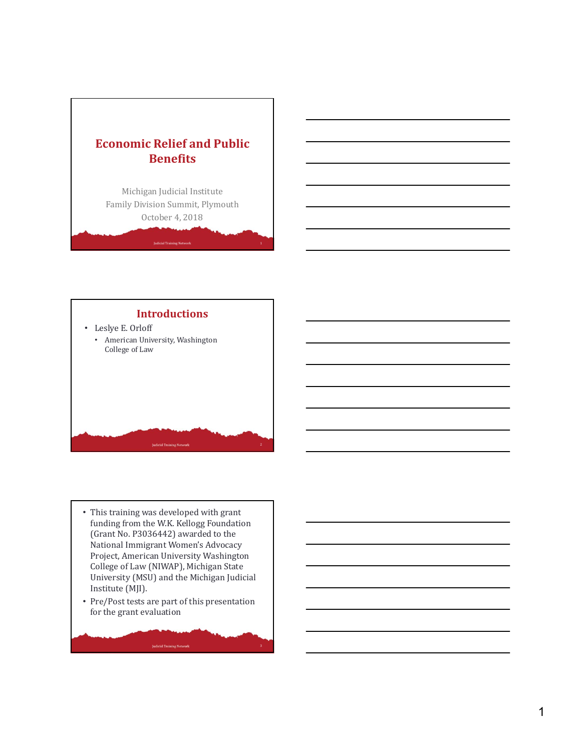# Economic Relief and Public Benefits

Michigan Judicial Institute
Family Division Summit, Plymouth
October 4, 2018

## Introductions

- Leslye E. Orloff
  - American University, Washington College of Law

---

- This training was developed with grant funding from the W.K. Kellogg Foundation (Grant No. P3036442) awarded to the National Immigrant Women's Advocacy Project, American University Washington College of Law (NIWAP), Michigan State University (MSU) and the Michigan Judicial Institute (MJI).
- Pre/Post tests are part of this presentation for the grant evaluation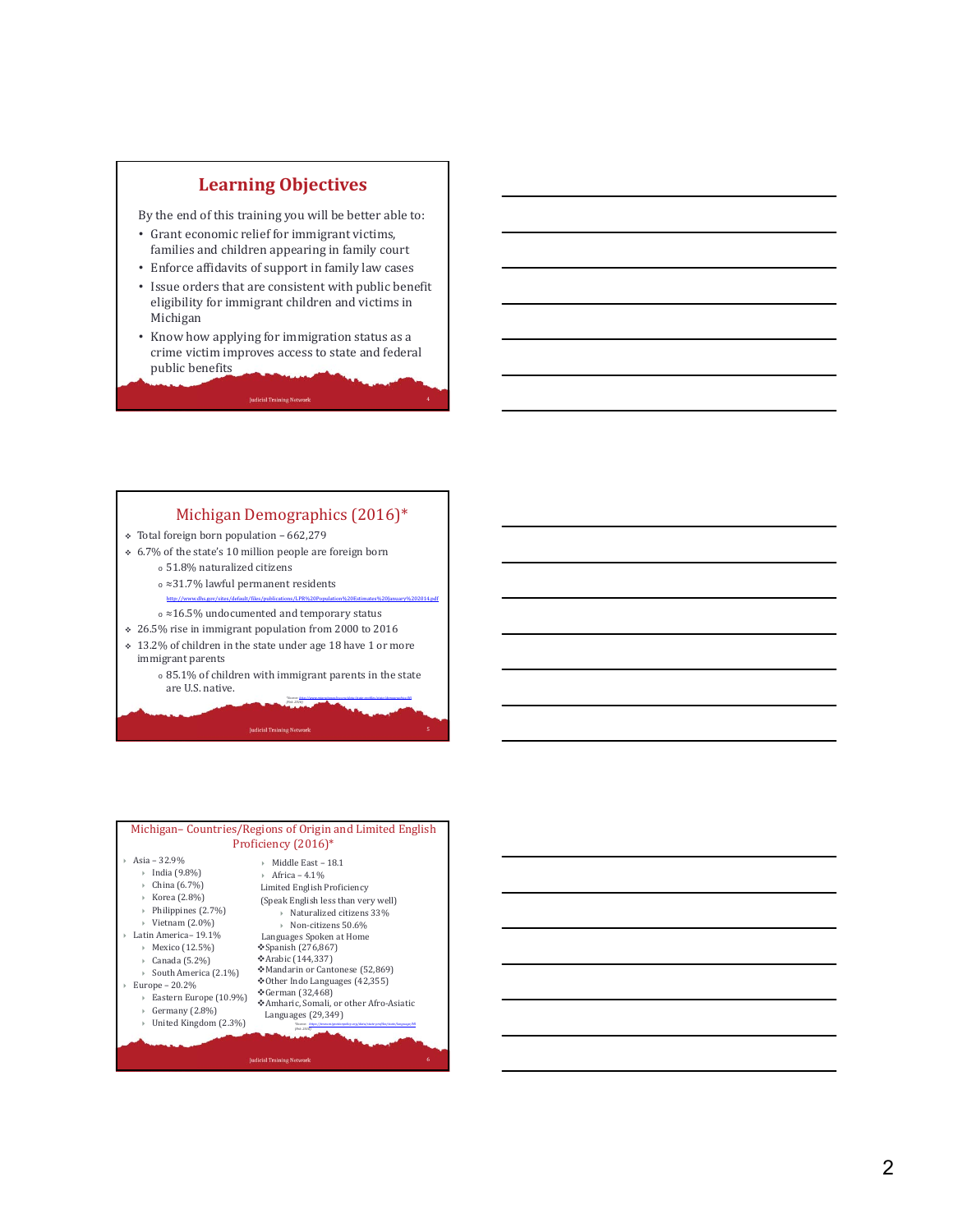## Learning Objectives

By the end of this training you will be better able to:

- Grant economic relief for immigrant victims, families and children appearing in family court
- Enforce affidavits of support in family law cases
- Issue orders that are consistent with public benefit eligibility for immigrant children and victims in Michigan
- Know how applying for immigration status as a crime victim improves access to state and federal public benefits

## Michigan Demographics (2016)*

- Total foreign born population – 662,279
- 6.7% of the state's 10 million people are foreign born
  - 51.8% naturalized citizens
  - ≈31.7% lawful permanent residents
    http://www.dhs.gov/sites/default/files/publications/LPR%20Population%20Estimates%20January%202014.pdf
  - ≈16.5% undocumented and temporary status
- 26.5% rise in immigrant population from 2000 to 2016
- 13.2% of children in the state under age 18 have 1 or more immigrant parents
  - 85.1% of children with immigrant parents in the state are U.S. native.

*Source: http://www.migrationpolicy.org/data/state-profiles/state/demographics/MI

## Michigan– Countries/Regions of Origin and Limited English Proficiency (2016)*

- Asia – 32.9%
  - India (9.8%)
  - China (6.7%)
  - Korea (2.8%)
  - Philippines (2.7%)
  - Vietnam (2.0%)
- Latin America– 19.1%
  - Mexico (12.5%)
  - Canada (5.2%)
  - South America (2.1%)
- Europe – 20.2%
  - Eastern Europe (10.9%)
  - Germany (2.8%)
  - United Kingdom (2.3%)
- Middle East – 18.1
- Africa – 4.1%

Limited English Proficiency (Speak English less than very well)

- Naturalized citizens 33%
- Non-citizens 50.6%

Languages Spoken at Home

- Spanish (276,867)
- Arabic (144,337)
- Mandarin or Cantonese (52,869)
- Other Indo Languages (42,355)
- German (32,468)
- Amharic, Somali, or other Afro-Asiatic Languages (29,349)

*Source: https://www.migrationpolicy.org/data/state-profiles/state/language/MI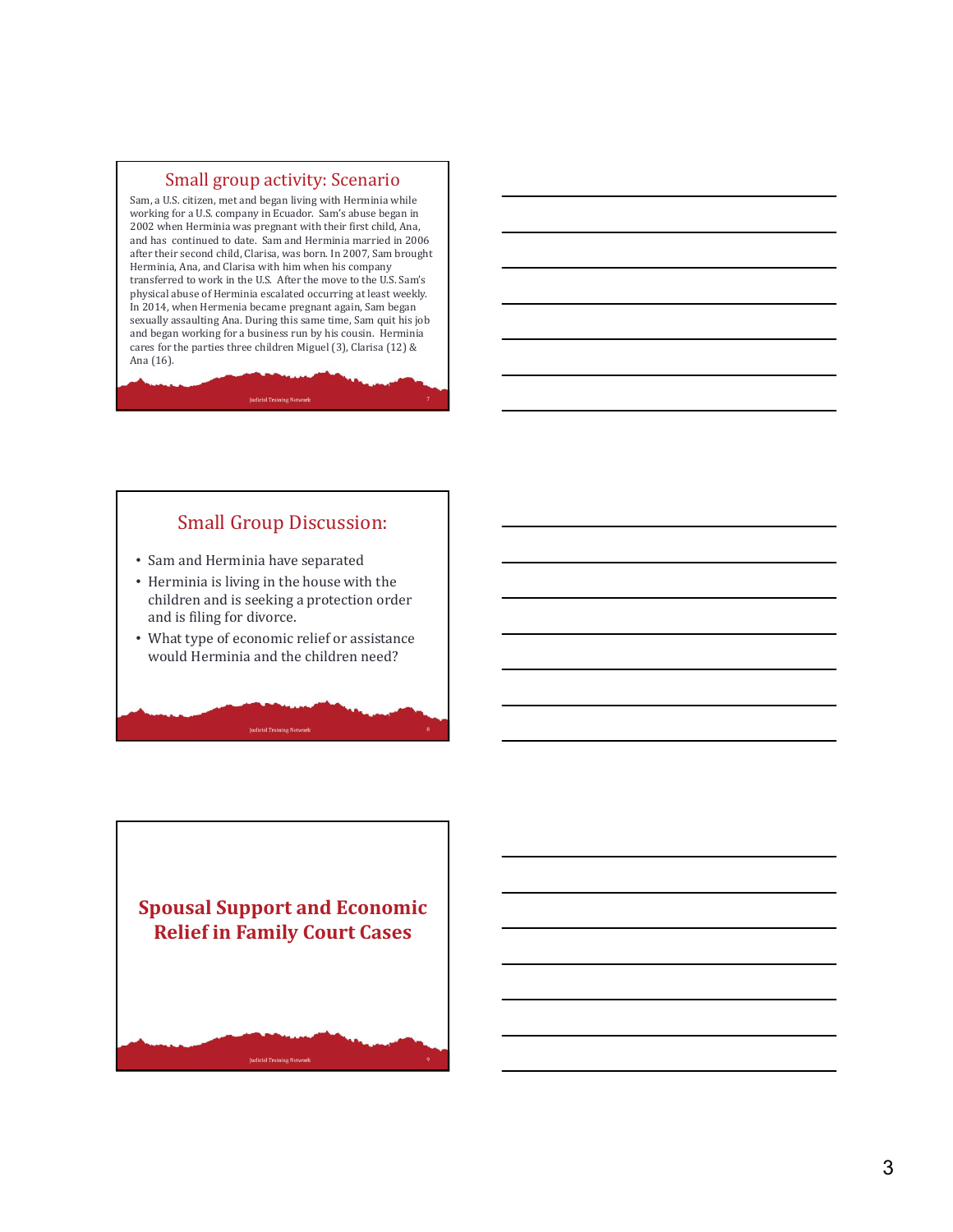## Small group activity: Scenario

Sam, a U.S. citizen, met and began living with Herminia while working for a U.S. company in Ecuador. Sam's abuse began in 2002 when Herminia was pregnant with their first child, Ana, and has continued to date. Sam and Herminia married in 2006 after their second child, Clarisa, was born. In 2007, Sam brought Herminia, Ana, and Clarisa with him when his company transferred to work in the U.S. After the move to the U.S. Sam's physical abuse of Herminia escalated occurring at least weekly. In 2014, when Hermenia became pregnant again, Sam began sexually assaulting Ana. During this same time, Sam quit his job and began working for a business run by his cousin. Herminia cares for the parties three children Miguel (3), Clarisa (12) & Ana (16).

## Small Group Discussion:

- Sam and Herminia have separated
- Herminia is living in the house with the children and is seeking a protection order and is filing for divorce.
- What type of economic relief or assistance would Herminia and the children need?

## **Spousal Support and Economic Relief in Family Court Cases**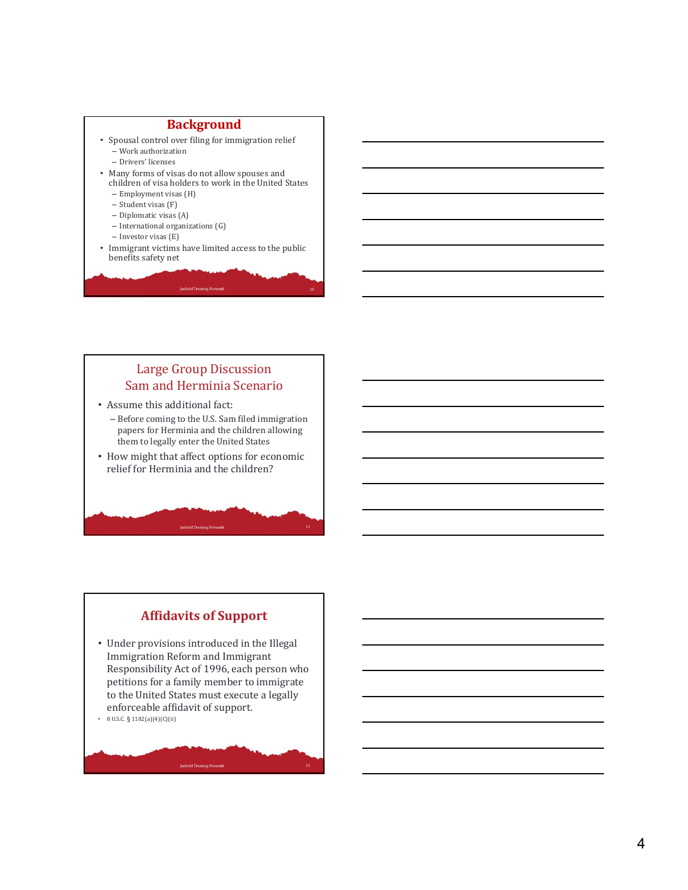## Background

- Spousal control over filing for immigration relief
  - Work authorization
  - Drivers' licenses
- Many forms of visas do not allow spouses and children of visa holders to work in the United States
  - Employment visas (H)
  - Student visas (F)
  - Diplomatic visas (A)
  - International organizations (G)
  - Investor visas (E)
- Immigrant victims have limited access to the public benefits safety net

## Large Group Discussion Sam and Herminia Scenario

- Assume this additional fact:
  - Before coming to the U.S. Sam filed immigration papers for Herminia and the children allowing them to legally enter the United States
- How might that affect options for economic relief for Herminia and the children?

## Affidavits of Support

- Under provisions introduced in the Illegal Immigration Reform and Immigrant Responsibility Act of 1996, each person who petitions for a family member to immigrate to the United States must execute a legally enforceable affidavit of support.
- 8 U.S.C. § 1182(a)(4)(C)(ii)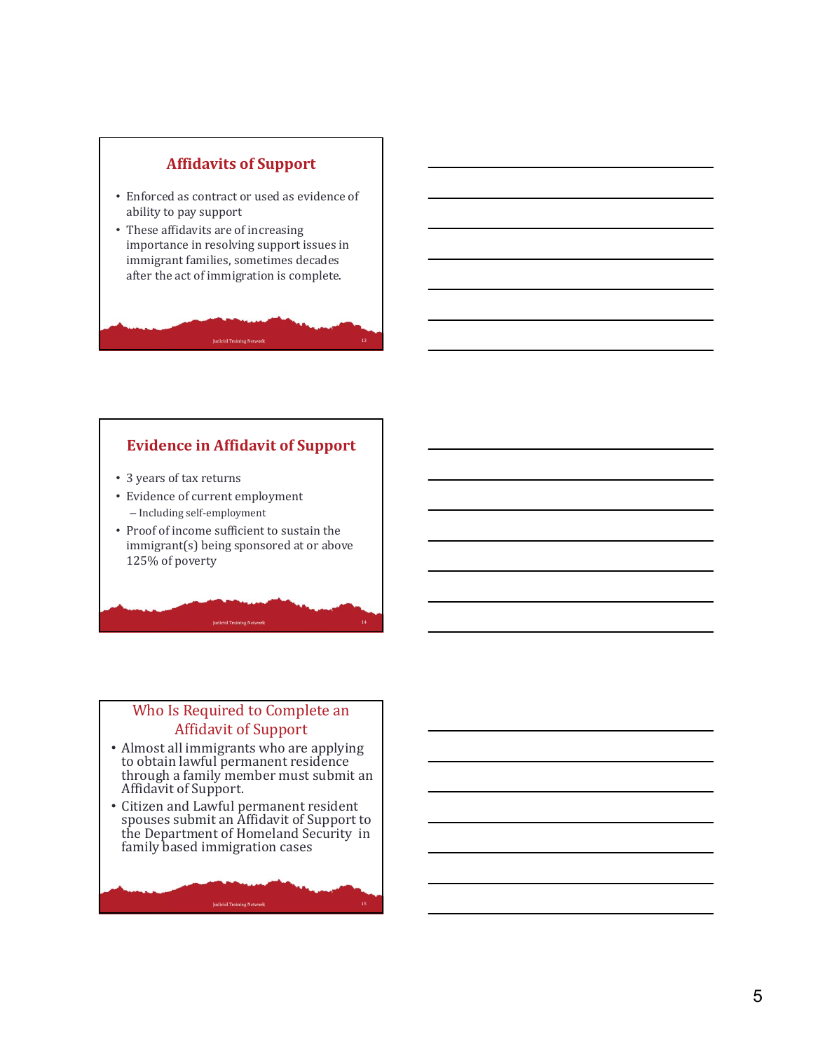## Affidavits of Support

- Enforced as contract or used as evidence of ability to pay support
- These affidavits are of increasing importance in resolving support issues in immigrant families, sometimes decades after the act of immigration is complete.

## Evidence in Affidavit of Support

- 3 years of tax returns
- Evidence of current employment
  - Including self-employment
- Proof of income sufficient to sustain the immigrant(s) being sponsored at or above 125% of poverty

## Who Is Required to Complete an Affidavit of Support

- Almost all immigrants who are applying to obtain lawful permanent residence through a family member must submit an Affidavit of Support.
- Citizen and Lawful permanent resident spouses submit an Affidavit of Support to the Department of Homeland Security in family based immigration cases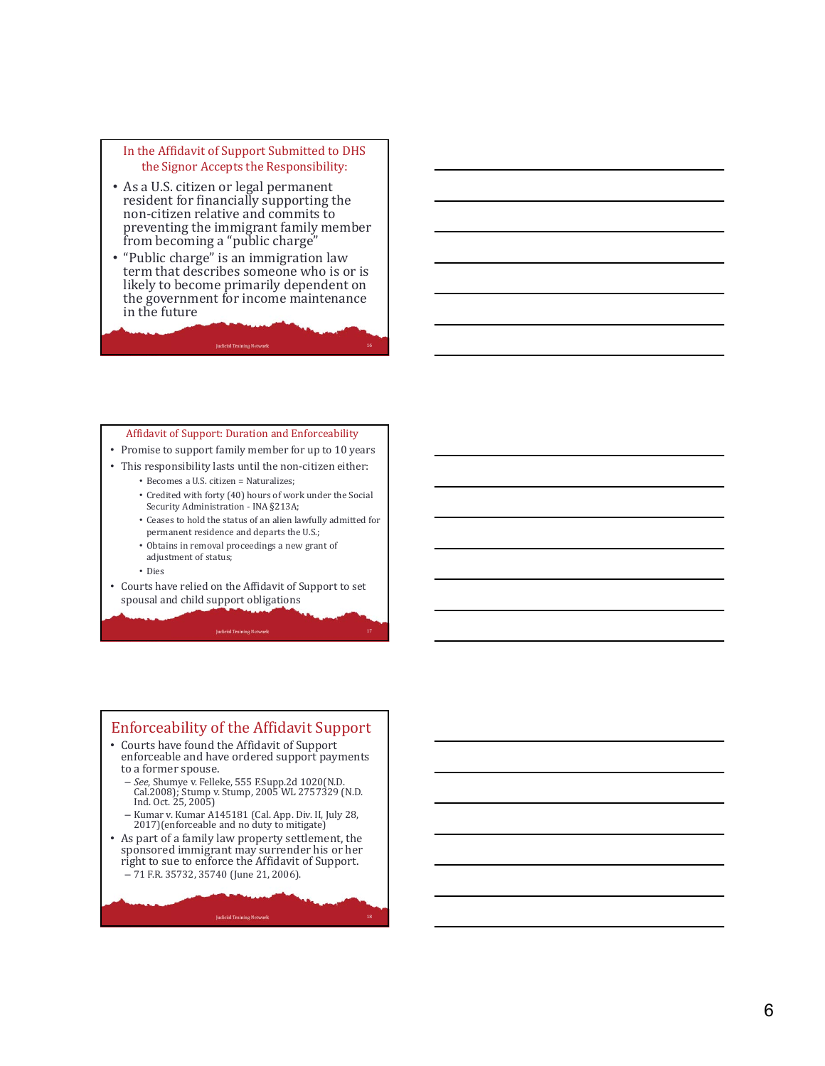## In the Affidavit of Support Submitted to DHS the Signor Accepts the Responsibility:

- As a U.S. citizen or legal permanent resident for financially supporting the non-citizen relative and commits to preventing the immigrant family member from becoming a "public charge"
- "Public charge" is an immigration law term that describes someone who is or is likely to become primarily dependent on the government for income maintenance in the future

## Affidavit of Support: Duration and Enforceability

- Promise to support family member for up to 10 years
- This responsibility lasts until the non-citizen either:
  - Becomes a U.S. citizen = Naturalizes;
  - Credited with forty (40) hours of work under the Social Security Administration - INA §213A;
  - Ceases to hold the status of an alien lawfully admitted for permanent residence and departs the U.S.;
  - Obtains in removal proceedings a new grant of adjustment of status;
  - Dies
- Courts have relied on the Affidavit of Support to set spousal and child support obligations

## Enforceability of the Affidavit Support

- Courts have found the Affidavit of Support enforceable and have ordered support payments to a former spouse.
  - *See*, Shumye v. Felleke, 555 F.Supp.2d 1020(N.D. Cal.2008); Stump v. Stump, 2005 WL 2757329 (N.D. Ind. Oct. 25, 2005)
  - Kumar v. Kumar A145181 (Cal. App. Div. II, July 28, 2017)(enforceable and no duty to mitigate)
- As part of a family law property settlement, the sponsored immigrant may surrender his or her right to sue to enforce the Affidavit of Support.
  - 71 F.R. 35732, 35740 (June 21, 2006).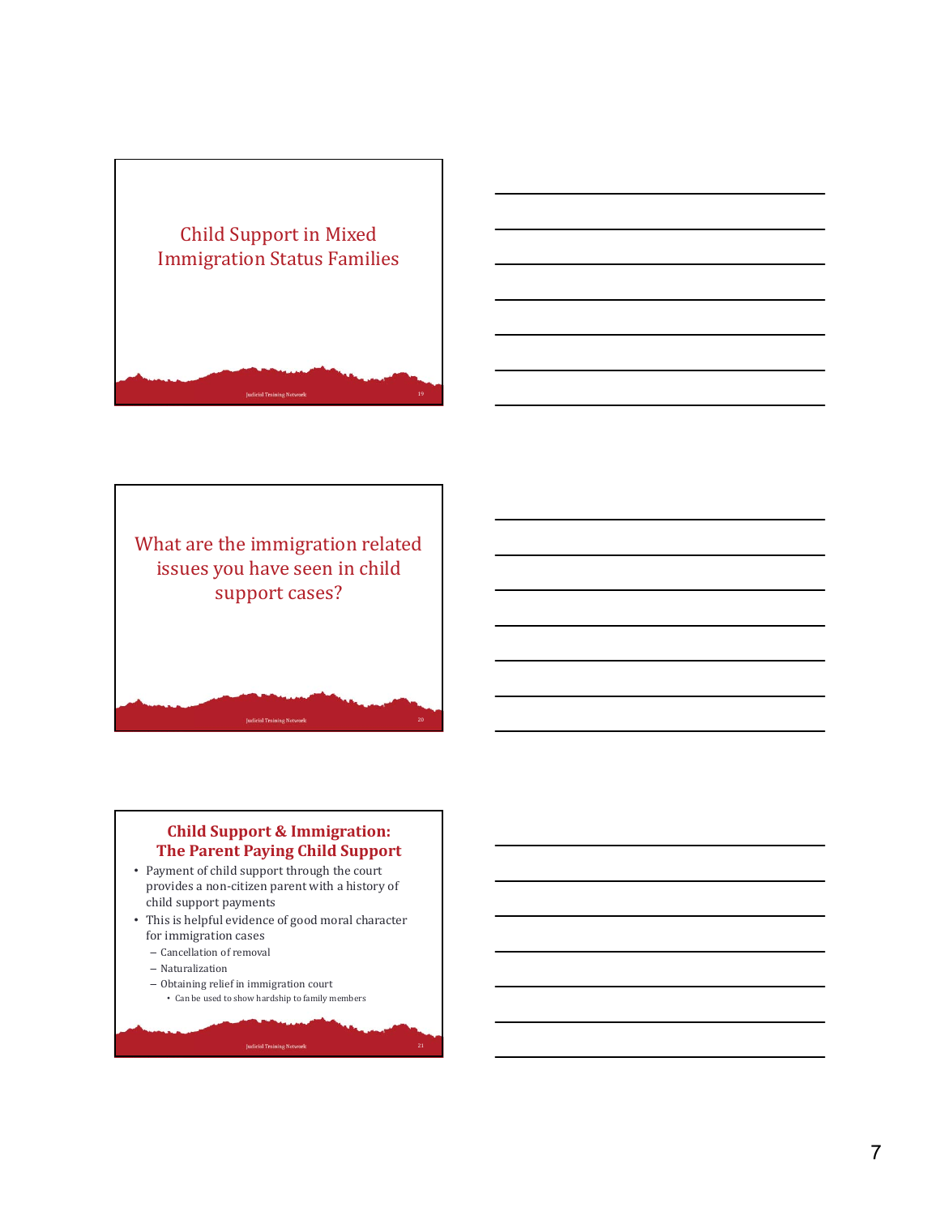## Child Support in Mixed Immigration Status Families

## What are the immigration related issues you have seen in child support cases?

## Child Support & Immigration: The Parent Paying Child Support

- Payment of child support through the court provides a non-citizen parent with a history of child support payments
- This is helpful evidence of good moral character for immigration cases
  - Cancellation of removal
  - Naturalization
  - Obtaining relief in immigration court
    - Can be used to show hardship to family members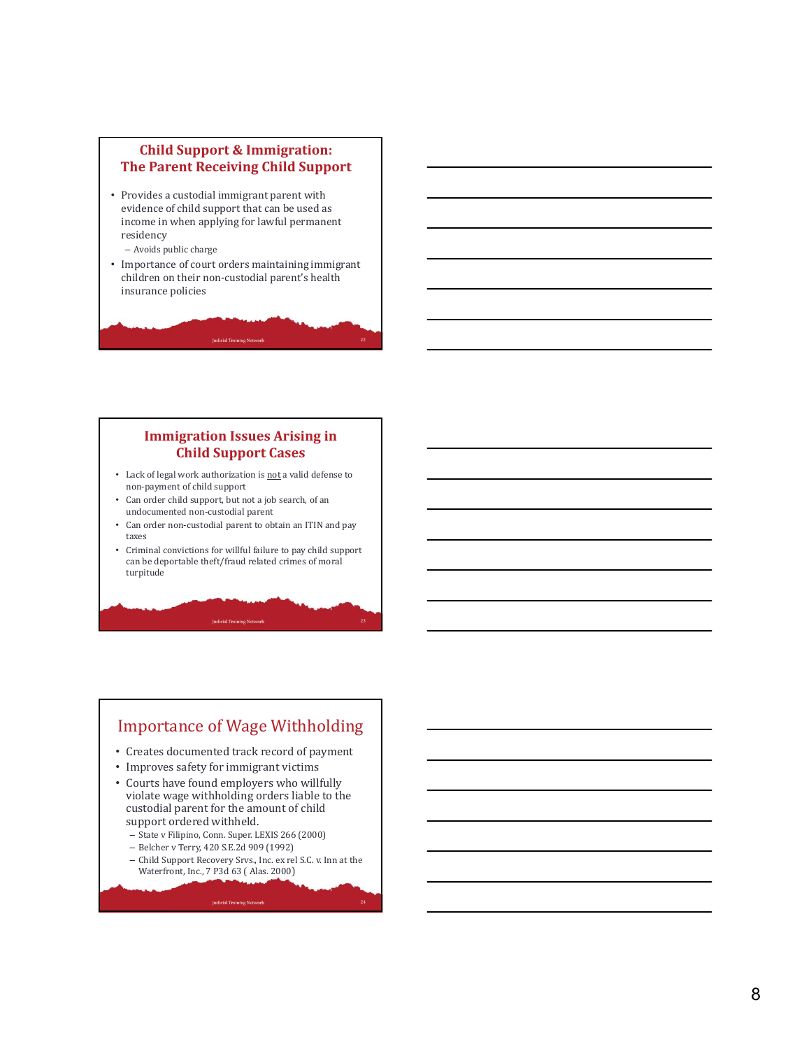## Child Support & Immigration: The Parent Receiving Child Support

- Provides a custodial immigrant parent with evidence of child support that can be used as income in when applying for lawful permanent residency
  - Avoids public charge
- Importance of court orders maintaining immigrant children on their non-custodial parent's health insurance policies

## Immigration Issues Arising in Child Support Cases

- Lack of legal work authorization is not a valid defense to non-payment of child support
- Can order child support, but not a job search, of an undocumented non-custodial parent
- Can order non-custodial parent to obtain an ITIN and pay taxes
- Criminal convictions for willful failure to pay child support can be deportable theft/fraud related crimes of moral turpitude

## Importance of Wage Withholding

- Creates documented track record of payment
- Improves safety for immigrant victims
- Courts have found employers who willfully violate wage withholding orders liable to the custodial parent for the amount of child support ordered withheld.
  - State v Filipino, Conn. Super. LEXIS 266 (2000)
  - Belcher v Terry, 420 S.E.2d 909 (1992)
  - Child Support Recovery Srvs., Inc. ex rel S.C. v. Inn at the Waterfront, Inc., 7 P3d 63 ( Alas. 2000)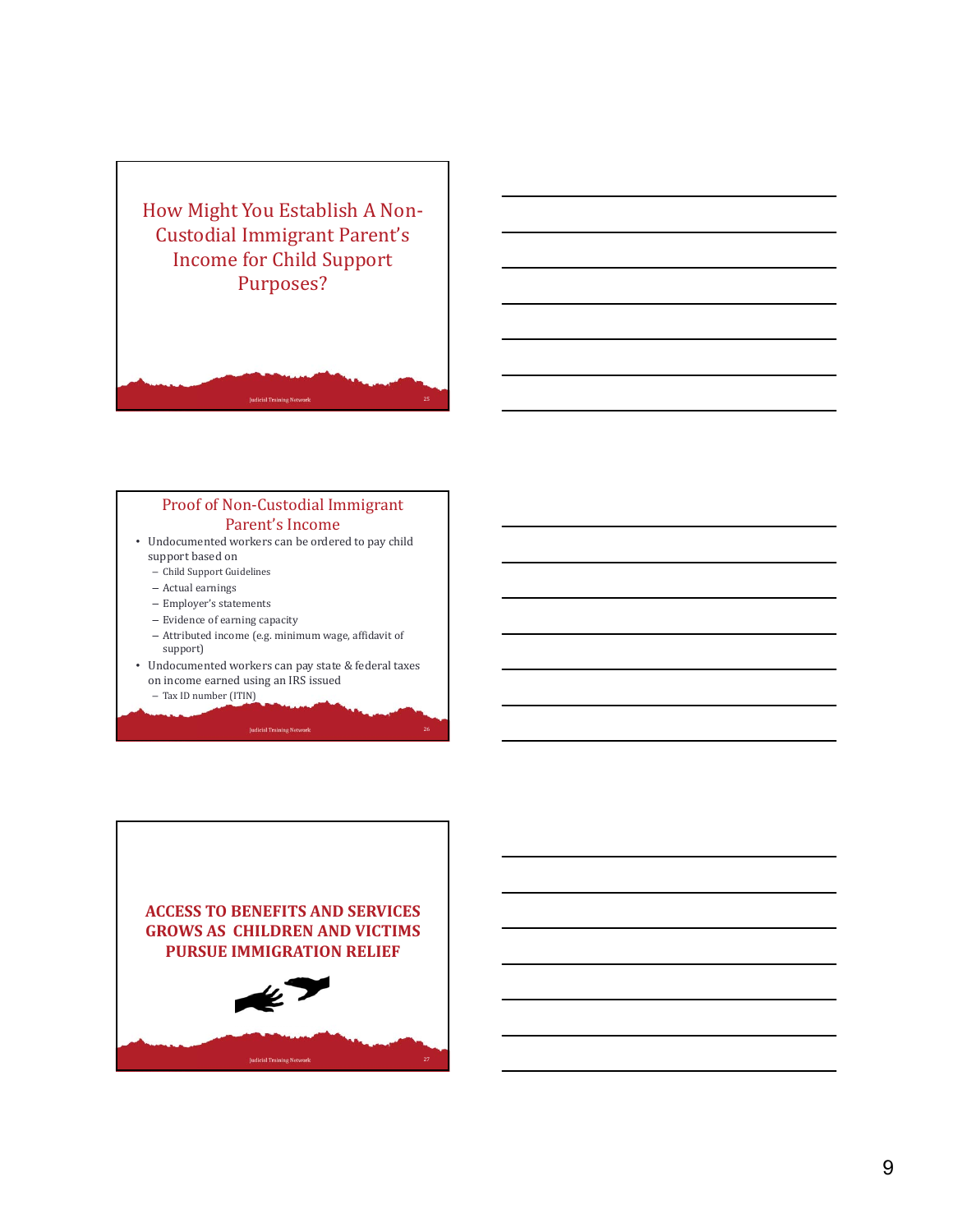## How Might You Establish A Non-Custodial Immigrant Parent's Income for Child Support Purposes?

## Proof of Non-Custodial Immigrant Parent's Income

- Undocumented workers can be ordered to pay child support based on
  - Child Support Guidelines
  - Actual earnings
  - Employer's statements
  - Evidence of earning capacity
  - Attributed income (e.g. minimum wage, affidavit of support)
- Undocumented workers can pay state & federal taxes on income earned using an IRS issued
  - Tax ID number (ITIN)

## ACCESS TO BENEFITS AND SERVICES GROWS AS CHILDREN AND VICTIMS PURSUE IMMIGRATION RELIEF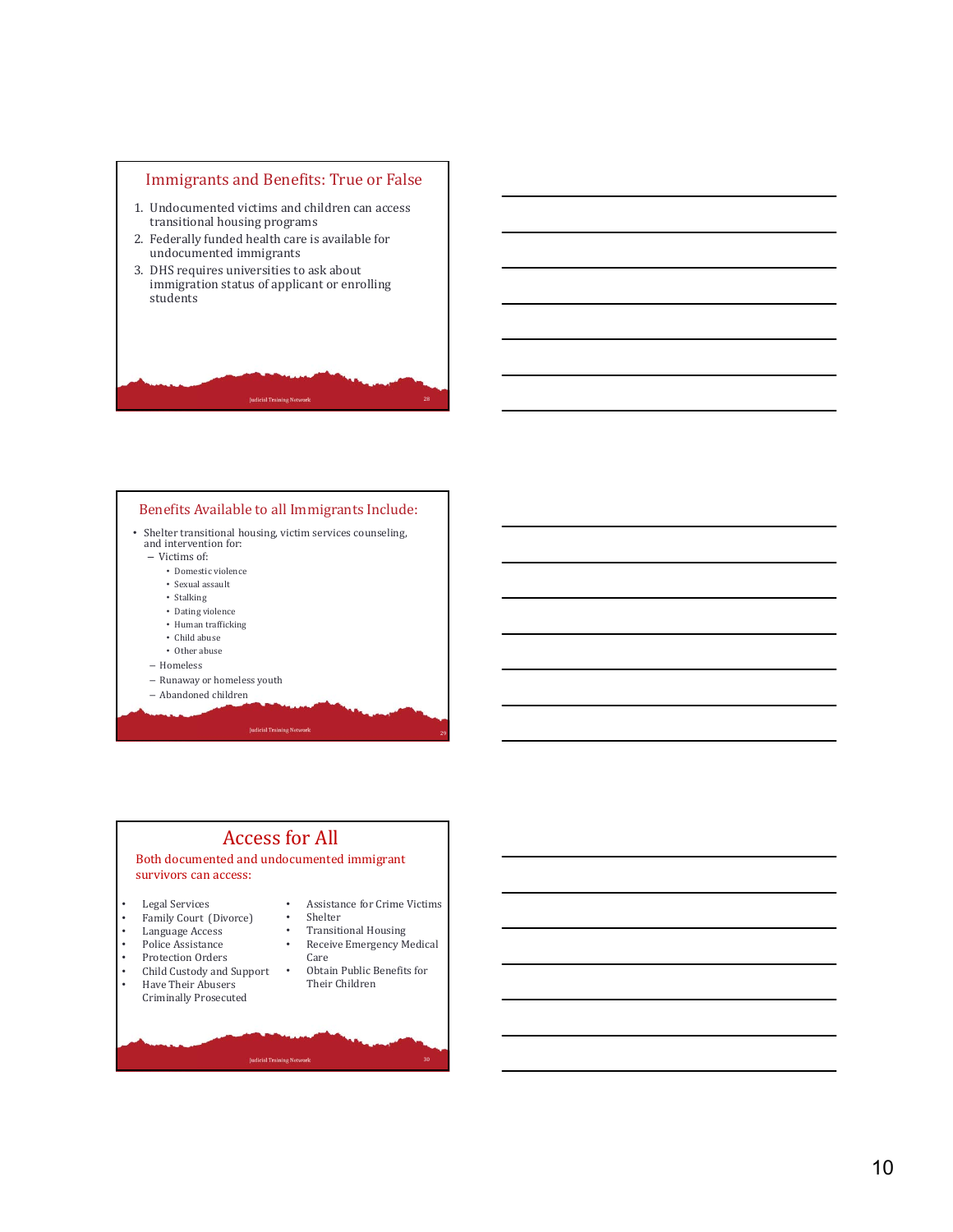## Immigrants and Benefits: True or False

1. Undocumented victims and children can access transitional housing programs
2. Federally funded health care is available for undocumented immigrants
3. DHS requires universities to ask about immigration status of applicant or enrolling students

## Benefits Available to all Immigrants Include:

- Shelter transitional housing, victim services counseling, and intervention for:
  - Victims of:
    - Domestic violence
    - Sexual assault
    - Stalking
    - Dating violence
    - Human trafficking
    - Child abuse
    - Other abuse
  - Homeless
  - Runaway or homeless youth
  - Abandoned children

## Access for All

Both documented and undocumented immigrant survivors can access:

- Legal Services
- Family Court (Divorce)
- Language Access
- Police Assistance
- Protection Orders
- Child Custody and Support
- Have Their Abusers Criminally Prosecuted
- Assistance for Crime Victims
- Shelter
- Transitional Housing
- Receive Emergency Medical Care
- Obtain Public Benefits for Their Children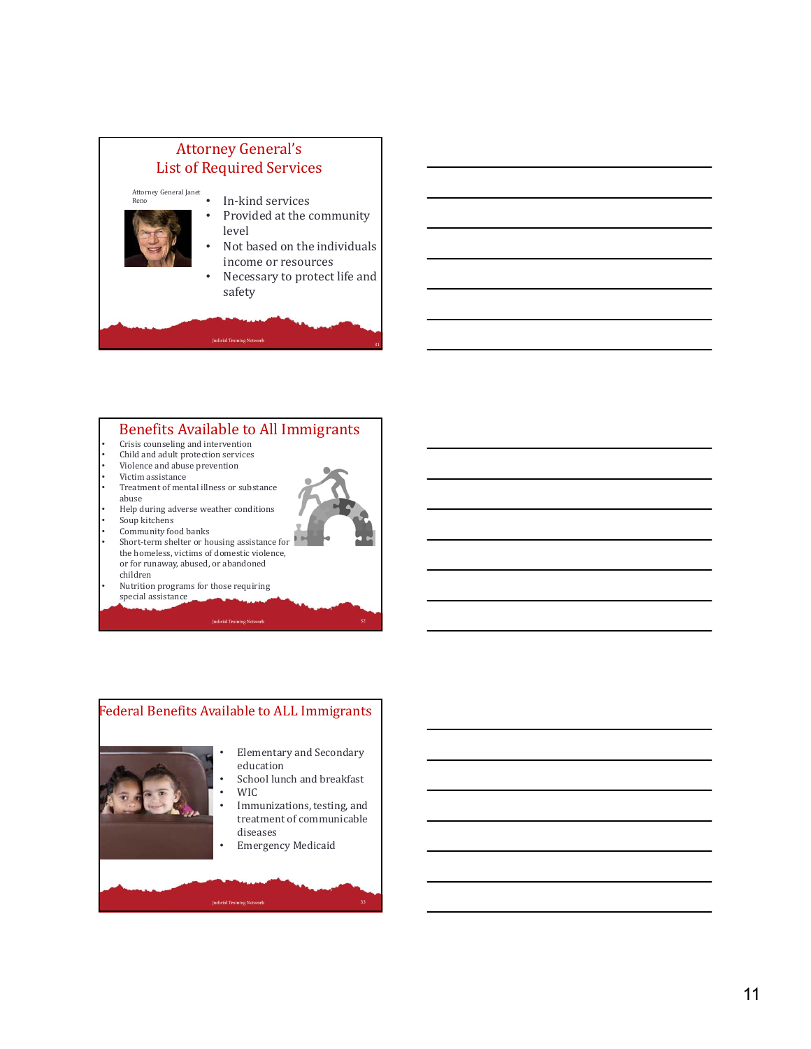## Attorney General's List of Required Services

Attorney General Janet Reno

- In-kind services
- Provided at the community level
- Not based on the individuals income or resources
- Necessary to protect life and safety

## Benefits Available to All Immigrants

- Crisis counseling and intervention
- Child and adult protection services
- Violence and abuse prevention
- Victim assistance
- Treatment of mental illness or substance abuse
- Help during adverse weather conditions
- Soup kitchens
- Community food banks
- Short-term shelter or housing assistance for the homeless, victims of domestic violence, or for runaway, abused, or abandoned children
- Nutrition programs for those requiring special assistance

## Federal Benefits Available to ALL Immigrants

- Elementary and Secondary education
- School lunch and breakfast
- WIC
- Immunizations, testing, and treatment of communicable diseases
- Emergency Medicaid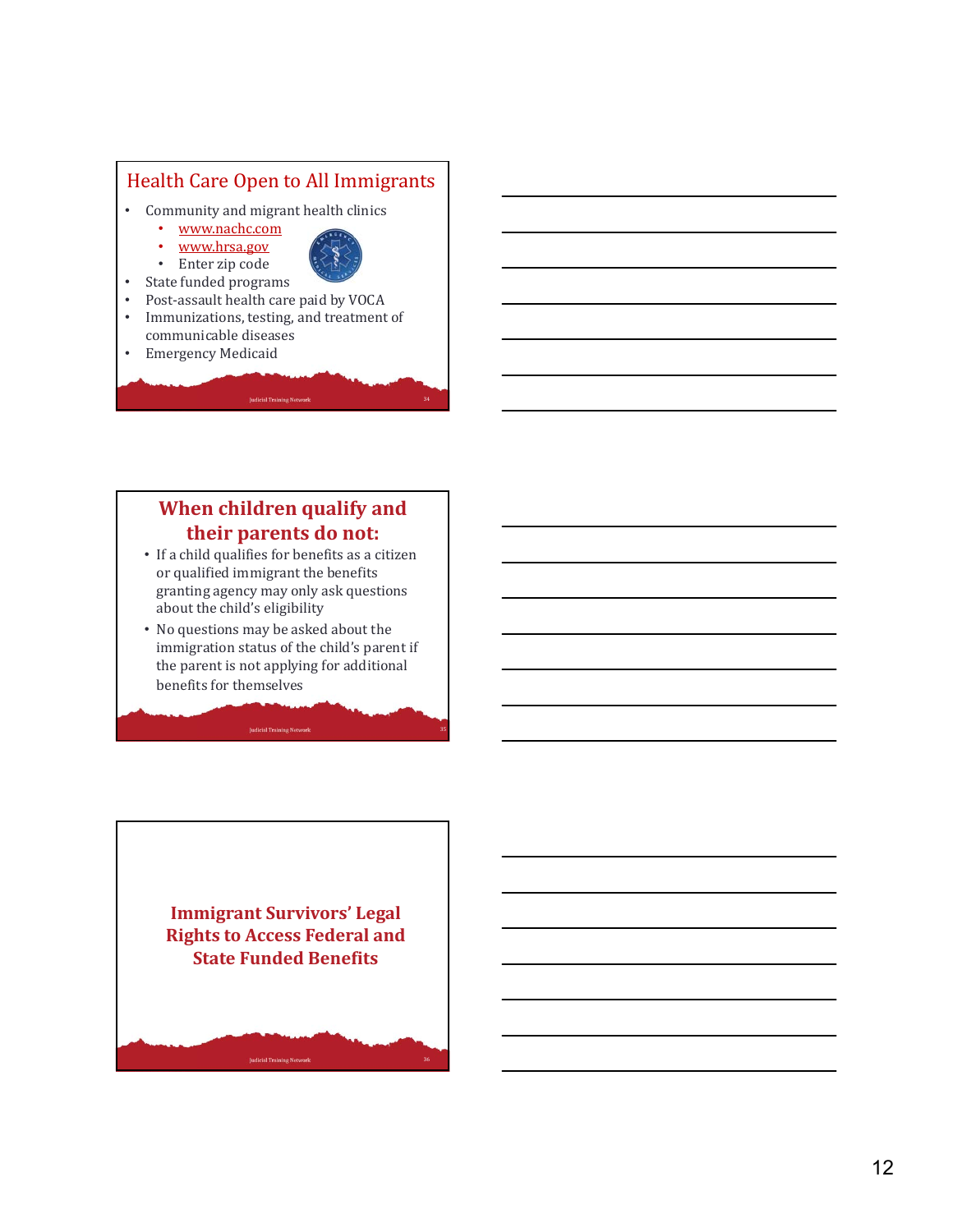## Health Care Open to All Immigrants

- Community and migrant health clinics
  - www.nachc.com
  - www.hrsa.gov
  - Enter zip code
- State funded programs
- Post-assault health care paid by VOCA
- Immunizations, testing, and treatment of communicable diseases
- Emergency Medicaid

## When children qualify and their parents do not:

- If a child qualifies for benefits as a citizen or qualified immigrant the benefits granting agency may only ask questions about the child's eligibility
- No questions may be asked about the immigration status of the child's parent if the parent is not applying for additional benefits for themselves

## Immigrant Survivors' Legal Rights to Access Federal and State Funded Benefits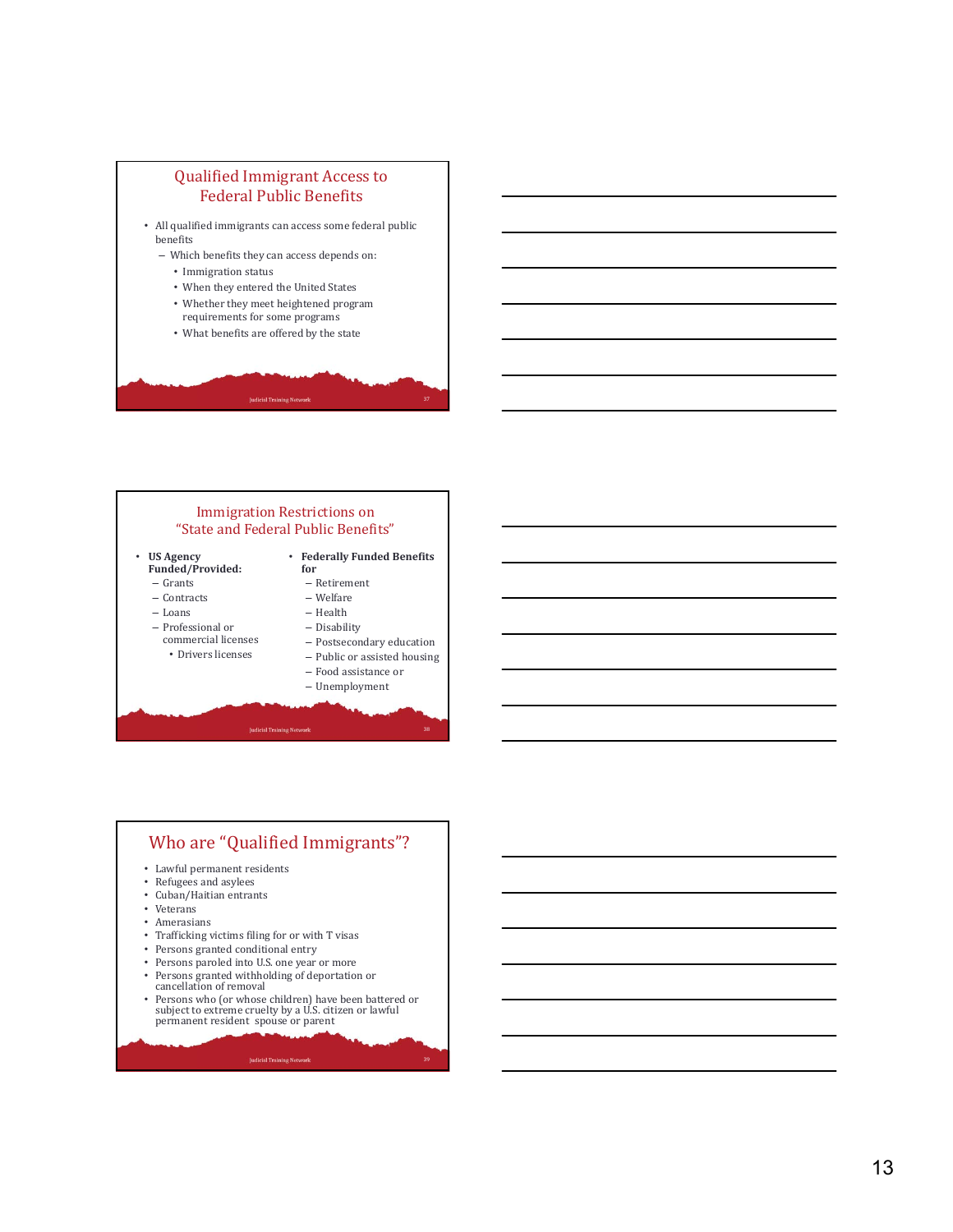## Qualified Immigrant Access to Federal Public Benefits

- All qualified immigrants can access some federal public benefits
  - Which benefits they can access depends on:
    - Immigration status
    - When they entered the United States
    - Whether they meet heightened program requirements for some programs
    - What benefits are offered by the state

## Immigration Restrictions on "State and Federal Public Benefits"

- **US Agency Funded/Provided:**
  - Grants
  - Contracts
  - Loans
  - Professional or commercial licenses
    - Drivers licenses
- **Federally Funded Benefits for**
  - Retirement
  - Welfare
  - Health
  - Disability
  - Postsecondary education
  - Public or assisted housing
  - Food assistance or
  - Unemployment

## Who are "Qualified Immigrants"?

- Lawful permanent residents
- Refugees and asylees
- Cuban/Haitian entrants
- Veterans
- Amerasians
- Trafficking victims filing for or with T visas
- Persons granted conditional entry
- Persons paroled into U.S. one year or more
- Persons granted withholding of deportation or cancellation of removal
- Persons who (or whose children) have been battered or subject to extreme cruelty by a U.S. citizen or lawful permanent resident spouse or parent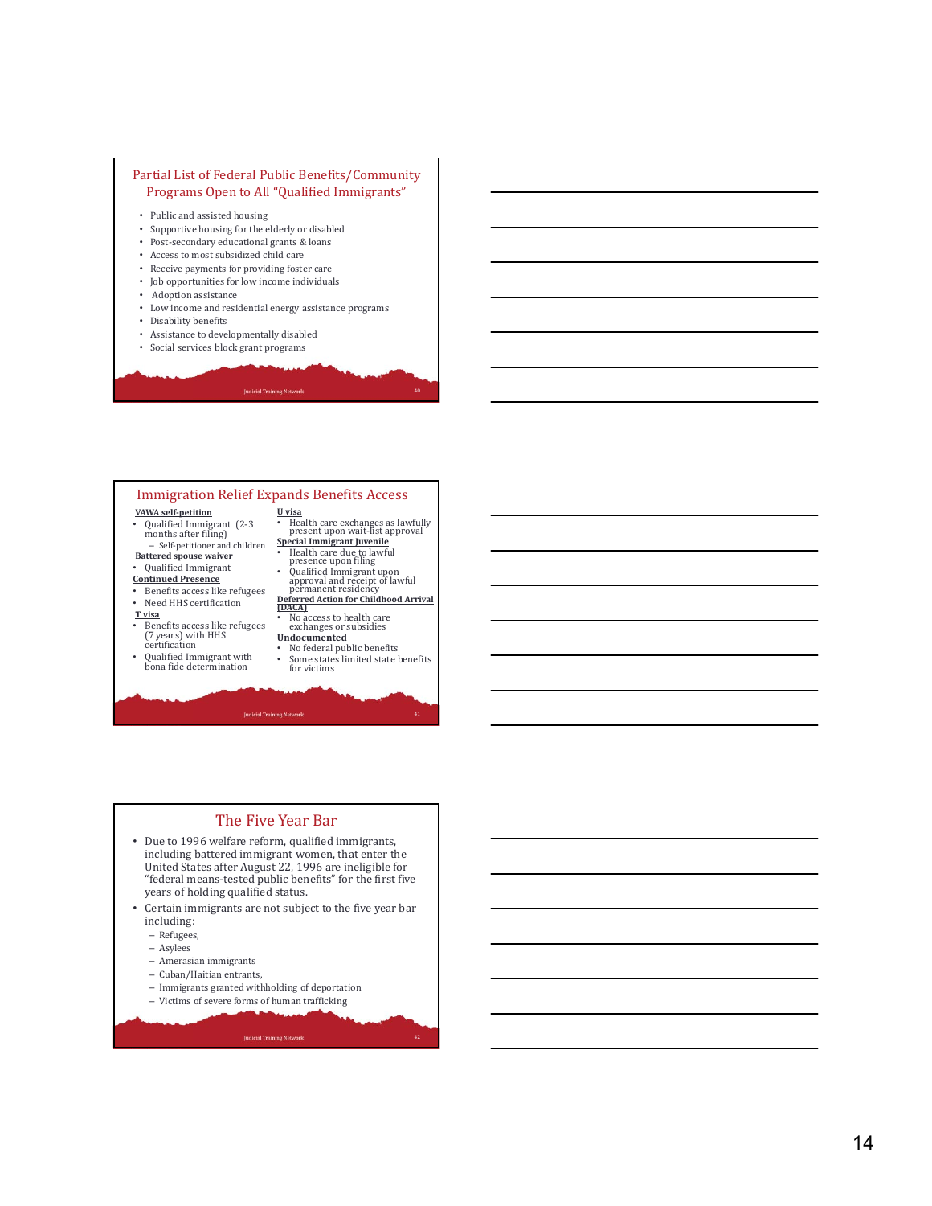## Partial List of Federal Public Benefits/Community Programs Open to All "Qualified Immigrants"

- Public and assisted housing
- Supportive housing for the elderly or disabled
- Post-secondary educational grants & loans
- Access to most subsidized child care
- Receive payments for providing foster care
- Job opportunities for low income individuals
- Adoption assistance
- Low income and residential energy assistance programs
- Disability benefits
- Assistance to developmentally disabled
- Social services block grant programs

## Immigration Relief Expands Benefits Access

**VAWA self-petition**
- Qualified Immigrant (2-3 months after filing)
  - Self-petitioner and children

**Battered spouse waiver**
- Qualified Immigrant

**Continued Presence**
- Benefits access like refugees
- Need HHS certification

**T visa**
- Benefits access like refugees (7 years) with HHS certification
- Qualified Immigrant with bona fide determination

**U visa**
- Health care exchanges as lawfully present upon wait-list approval

**Special Immigrant Juvenile**
- Health care due to lawful presence upon filing
- Qualified Immigrant upon approval and receipt of lawful permanent residency

**Deferred Action for Childhood Arrival (DACA)**
- No access to health care exchanges or subsidies

**Undocumented**
- No federal public benefits
- Some states limited state benefits for victims

## The Five Year Bar

- Due to 1996 welfare reform, qualified immigrants, including battered immigrant women, that enter the United States after August 22, 1996 are ineligible for "federal means-tested public benefits" for the first five years of holding qualified status.
- Certain immigrants are not subject to the five year bar including:
  - Refugees,
  - Asylees
  - Amerasian immigrants
  - Cuban/Haitian entrants,
  - Immigrants granted withholding of deportation
  - Victims of severe forms of human trafficking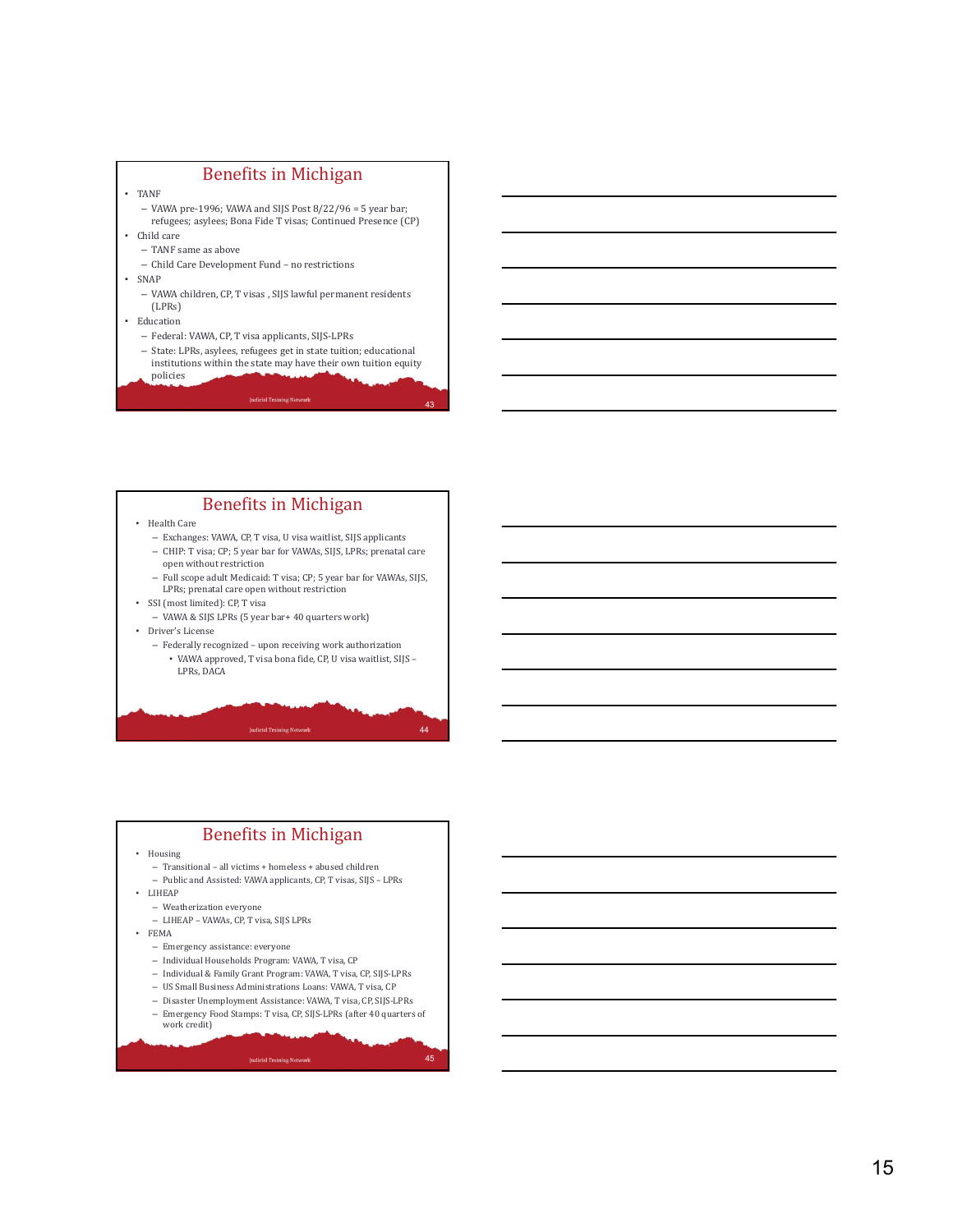## Benefits in Michigan

- TANF
  - VAWA pre-1996; VAWA and SIJS Post 8/22/96 = 5 year bar; refugees; asylees; Bona Fide T visas; Continued Presence (CP)
- Child care
  - TANF same as above
  - Child Care Development Fund – no restrictions
- SNAP
  - VAWA children, CP, T visas , SIJS lawful permanent residents (LPRs)
- Education
  - Federal: VAWA, CP, T visa applicants, SIJS-LPRs
  - State: LPRs, asylees, refugees get in state tuition; educational institutions within the state may have their own tuition equity policies

Judicial Training Network

## Benefits in Michigan

- Health Care
  - Exchanges: VAWA, CP, T visa, U visa waitlist, SIJS applicants
  - CHIP: T visa; CP; 5 year bar for VAWAs, SIJS, LPRs; prenatal care open without restriction
  - Full scope adult Medicaid: T visa; CP; 5 year bar for VAWAs, SIJS, LPRs; prenatal care open without restriction
- SSI (most limited): CP, T visa
  - VAWA & SIJS LPRs (5 year bar+ 40 quarters work)
- Driver's License
  - Federally recognized – upon receiving work authorization
    - VAWA approved, T visa bona fide, CP, U visa waitlist, SIJS – LPRs, DACA

Judicial Training Network

## Benefits in Michigan

- Housing
  - Transitional – all victims + homeless + abused children
  - Public and Assisted: VAWA applicants, CP, T visas, SIJS – LPRs
- LIHEAP
  - Weatherization everyone
  - LIHEAP – VAWAs, CP, T visa, SIJS LPRs
- FEMA
  - Emergency assistance: everyone
  - Individual Households Program: VAWA, T visa, CP
  - Individual & Family Grant Program: VAWA, T visa, CP, SIJS-LPRs
  - US Small Business Administrations Loans: VAWA, T visa, CP
  - Disaster Unemployment Assistance: VAWA, T visa, CP, SIJS-LPRs
  - Emergency Food Stamps: T visa, CP, SIJS-LPRs (after 40 quarters of work credit)

Judicial Training Network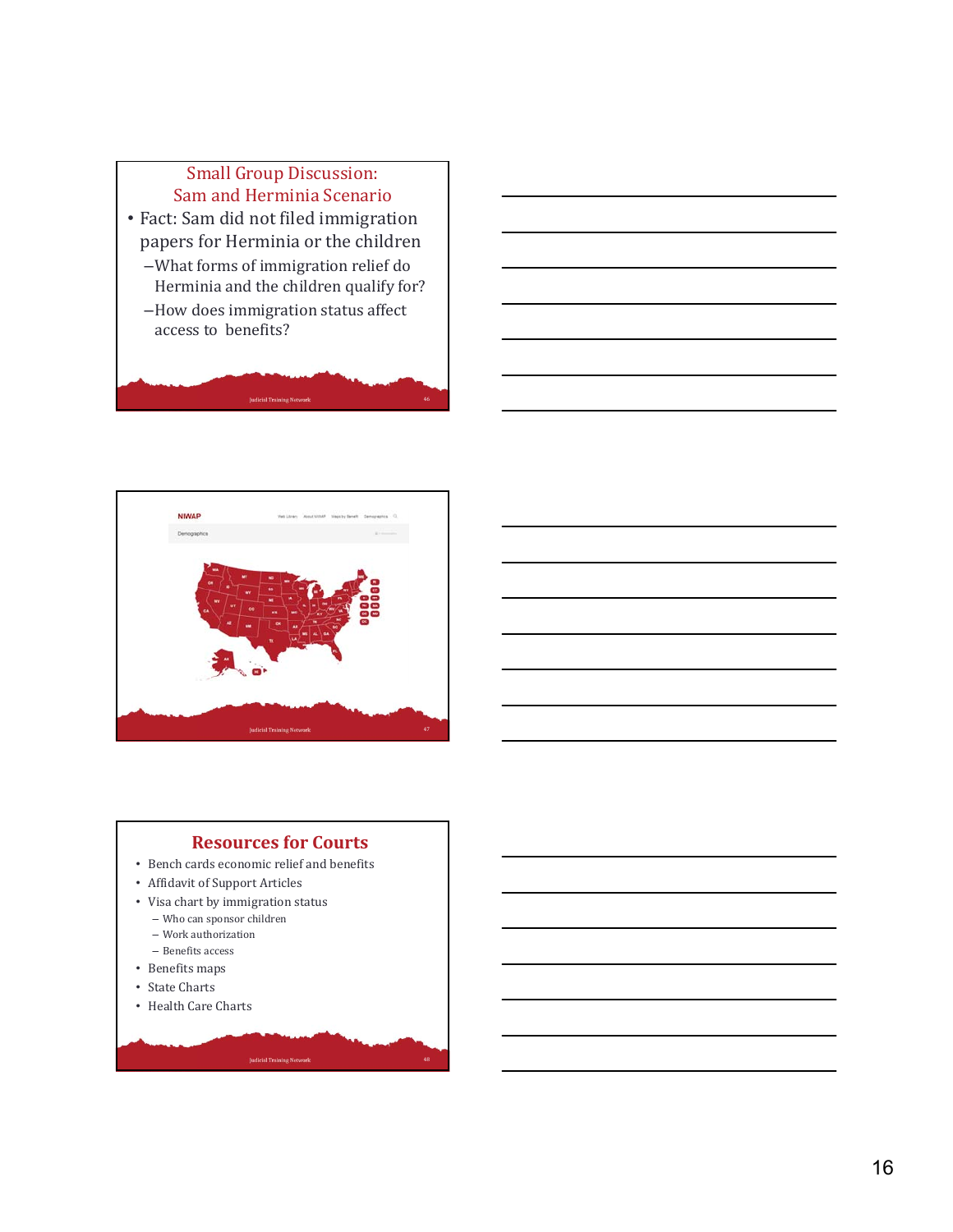## Small Group Discussion: Sam and Herminia Scenario

- Fact: Sam did not filed immigration papers for Herminia or the children
  - What forms of immigration relief do Herminia and the children qualify for?
  - How does immigration status affect access to benefits?

NIWAP

Demographics

## Resources for Courts

- Bench cards economic relief and benefits
- Affidavit of Support Articles
- Visa chart by immigration status
  - Who can sponsor children
  - Work authorization
  - Benefits access
- Benefits maps
- State Charts
- Health Care Charts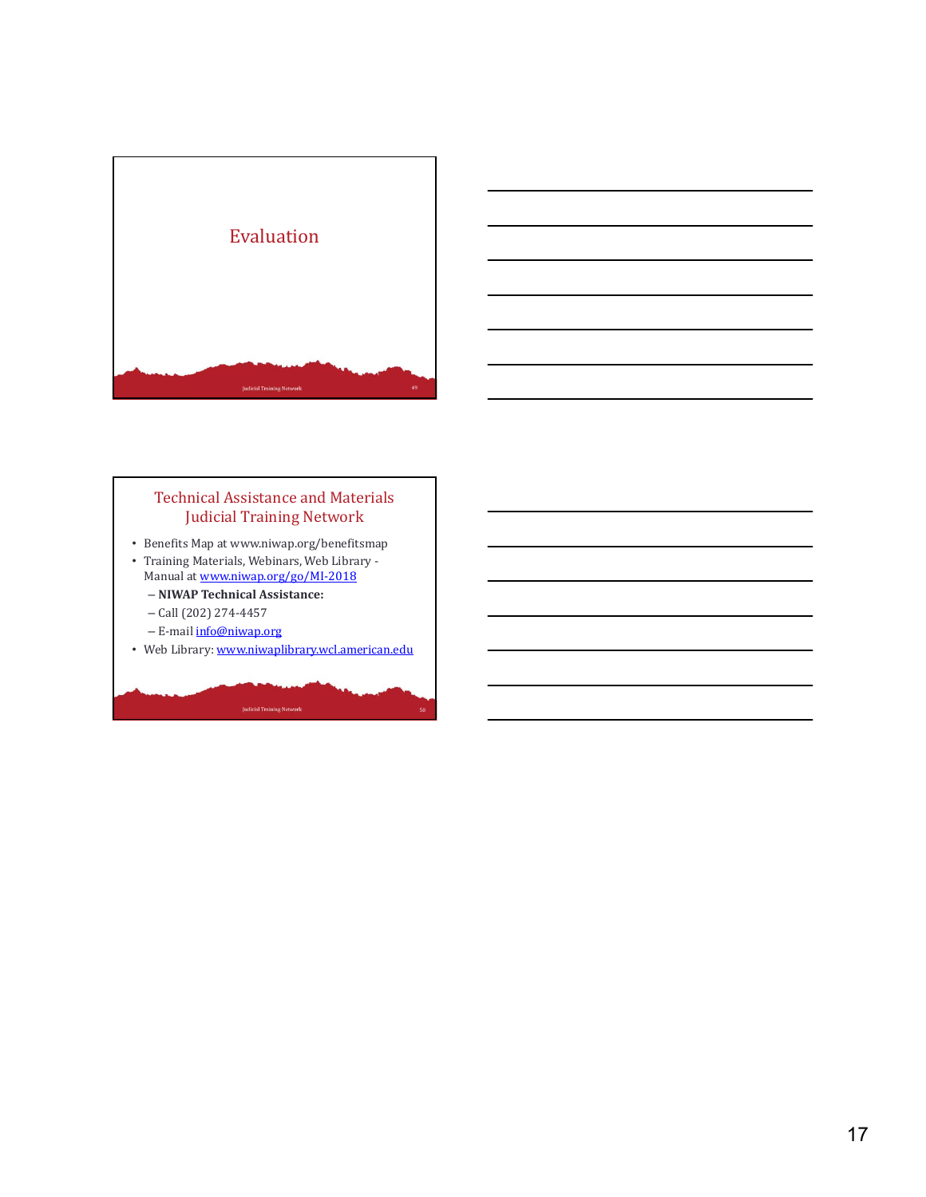## Evaluation

## Technical Assistance and Materials Judicial Training Network

- Benefits Map at www.niwap.org/benefitsmap
- Training Materials, Webinars, Web Library - Manual at www.niwap.org/go/MI-2018
  - **NIWAP Technical Assistance:**
  - Call (202) 274-4457
  - E-mail info@niwap.org
- Web Library: www.niwaplibrary.wcl.american.edu